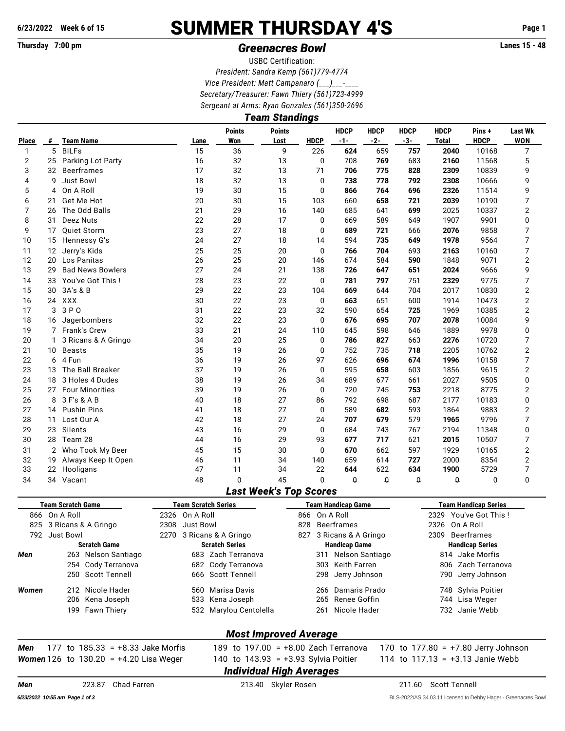# SUMMER THURSDAY 4'S

6/23/2022 Week 6 of 15

Thursday 7:00 pm

## *Greenacres Bowl*

Lanes 15 - 48

USBC Certification:

*President: Sandra Kemp (561)779-4774*

*Vice President: Matt Campanaro (___)___-____*

*Secretary/Treasurer: Fawn Thiery (561)723-4999*

*Sergeant at Arms: Ryan Gonzales (561)350-2696*

### *Team Standings*

| Place | # | Team Name | Lane | Points Won | Points Lost | HDCP | HDCP -1- | HDCP -2- | HDCP -3- | HDCP Total | Pins + HDCP | Last Wk WON |
|---|---|---|---|---|---|---|---|---|---|---|---|---|
| 1 | 5 | BILFs | 15 | 36 | 9 | 226 | **624** | 659 | **757** | **2040** | 10168 | 7 |
| 2 | 25 | Parking Lot Party | 16 | 32 | 13 | 0 | ~~708~~ | **769** | ~~683~~ | **2160** | 11568 | 5 |
| 3 | 32 | Beerframes | 17 | 32 | 13 | 71 | **706** | **775** | **828** | **2309** | 10839 | 9 |
| 4 | 9 | Just Bowl | 18 | 32 | 13 | 0 | **738** | **778** | **792** | **2308** | 10666 | 9 |
| 5 | 4 | On A Roll | 19 | 30 | 15 | 0 | **866** | **764** | 696 | **2326** | 11514 | 9 |
| 6 | 21 | Get Me Hot | 20 | 30 | 15 | 103 | 660 | **658** | **721** | **2039** | 10190 | 7 |
| 7 | 26 | The Odd Balls | 21 | 29 | 16 | 140 | 685 | 641 | **699** | 2025 | 10337 | 2 |
| 8 | 31 | Deez Nuts | 22 | 28 | 17 | 0 | 669 | 589 | 649 | 1907 | 9901 | 0 |
| 9 | 17 | Quiet Storm | 23 | 27 | 18 | 0 | **689** | **721** | 666 | **2076** | 9858 | 7 |
| 10 | 15 | Hennessy G's | 24 | 27 | 18 | 14 | 594 | **735** | **649** | **1978** | 9564 | 7 |
| 11 | 12 | Jerry's Kids | 25 | 25 | 20 | 0 | **766** | **704** | 693 | **2163** | 10160 | 7 |
| 12 | 20 | Los Panitas | 26 | 25 | 20 | 146 | 674 | 584 | **590** | 1848 | 9071 | 2 |
| 13 | 29 | Bad News Bowlers | 27 | 24 | 21 | 138 | **726** | **647** | **651** | **2024** | 9666 | 9 |
| 14 | 33 | You've Got This ! | 28 | 23 | 22 | 0 | **781** | **797** | 751 | **2329** | 9775 | 7 |
| 15 | 30 | 3A's & B | 29 | 22 | 23 | 104 | **669** | 644 | 704 | 2017 | 10830 | 2 |
| 16 | 24 | XXX | 30 | 22 | 23 | 0 | **663** | 651 | 600 | 1914 | 10473 | 2 |
| 17 | 3 | 3 P O | 31 | 22 | 23 | 32 | 590 | 654 | **725** | 1969 | 10385 | 2 |
| 18 | 16 | Jagerbombers | 32 | 22 | 23 | 0 | **676** | **695** | **707** | **2078** | 10084 | 9 |
| 19 | 7 | Frank's Crew | 33 | 21 | 24 | 110 | 645 | 598 | 646 | 1889 | 9978 | 0 |
| 20 | 1 | 3 Ricans & A Gringo | 34 | 20 | 25 | 0 | **786** | **827** | 663 | **2276** | 10720 | 7 |
| 21 | 10 | Beasts | 35 | 19 | 26 | 0 | 752 | 735 | **718** | 2205 | 10762 | 2 |
| 22 | 6 | 4 Fun | 36 | 19 | 26 | 97 | 626 | **696** | **674** | **1996** | 10158 | 7 |
| 23 | 13 | The Ball Breaker | 37 | 19 | 26 | 0 | 595 | **658** | 603 | 1856 | 9615 | 2 |
| 24 | 18 | 3 Holes 4 Dudes | 38 | 19 | 26 | 34 | 689 | 677 | 661 | 2027 | 9505 | 0 |
| 25 | 27 | Four Minorities | 39 | 19 | 26 | 0 | 720 | 745 | **753** | 2218 | 8775 | 2 |
| 26 | 8 | 3 F's & A B | 40 | 18 | 27 | 86 | 792 | 698 | 687 | 2177 | 10183 | 0 |
| 27 | 14 | Pushin Pins | 41 | 18 | 27 | 0 | 589 | **682** | 593 | 1864 | 9883 | 2 |
| 28 | 11 | Lost Our A | 42 | 18 | 27 | 24 | **707** | **679** | 579 | **1965** | 9796 | 7 |
| 29 | 23 | Silents | 43 | 16 | 29 | 0 | 684 | 743 | 767 | 2194 | 11348 | 0 |
| 30 | 28 | Team 28 | 44 | 16 | 29 | 93 | **677** | **717** | 621 | **2015** | 10507 | 7 |
| 31 | 2 | Who Took My Beer | 45 | 15 | 30 | 0 | **670** | 662 | 597 | 1929 | 10165 | 2 |
| 32 | 19 | Always Keep It Open | 46 | 11 | 34 | 140 | 659 | 614 | **727** | 2000 | 8354 | 2 |
| 33 | 22 | Hooligans | 47 | 11 | 34 | 22 | **644** | 622 | **634** | **1900** | 5729 | 7 |
| 34 | 34 | Vacant | 48 | 0 | 45 | 0 | ~~0~~ | ~~0~~ | ~~0~~ | ~~0~~ | 0 | 0 |

### *Last Week's Top Scores*

| Team Scratch Game | Team Scratch Series | Team Handicap Game | Team Handicap Series |
|---|---|---|---|
| 866 On A Roll | 2326 On A Roll | 866 On A Roll | 2329 You've Got This ! |
| 825 3 Ricans & A Gringo | 2308 Just Bowl | 828 Beerframes | 2326 On A Roll |
| 792 Just Bowl | 2270 3 Ricans & A Gringo | 827 3 Ricans & A Gringo | 2309 Beerframes |

| | Scratch Game | Scratch Series | Handicap Game | Handicap Series |
|---|---|---|---|---|
| ***Men*** | 263 Nelson Santiago | 683 Zach Terranova | 311 Nelson Santiago | 814 Jake Morfis |
| | 254 Cody Terranova | 682 Cody Terranova | 303 Keith Farren | 806 Zach Terranova |
| | 250 Scott Tennell | 666 Scott Tennell | 298 Jerry Johnson | 790 Jerry Johnson |
| ***Women*** | 212 Nicole Hader | 560 Marisa Davis | 266 Damaris Prado | 748 Sylvia Poitier |
| | 206 Kena Joseph | 533 Kena Joseph | 265 Renee Goffin | 744 Lisa Weger |
| | 199 Fawn Thiery | 532 Marylou Centolella | 261 Nicole Hader | 732 Janie Webb |

### *Most Improved Average*

| | | | |
|---|---|---|---|
| ***Men*** | 177 to 185.33 = +8.33 Jake Morfis | 189 to 197.00 = +8.00 Zach Terranova | 170 to 177.80 = +7.80 Jerry Johnson |
| ***Women*** | 126 to 130.20 = +4.20 Lisa Weger | 140 to 143.93 = +3.93 Sylvia Poitier | 114 to 117.13 = +3.13 Janie Webb |

### *Individual High Averages*

| | | | |
|---|---|---|---|
| ***Men*** | 223.87 Chad Farren | 213.40 Skyler Rosen | 211.60 Scott Tennell |

6/23/2022 10:55 am

BLS-2022/AS 34.03.11 licensed to Debby Hager - Greenacres Bowl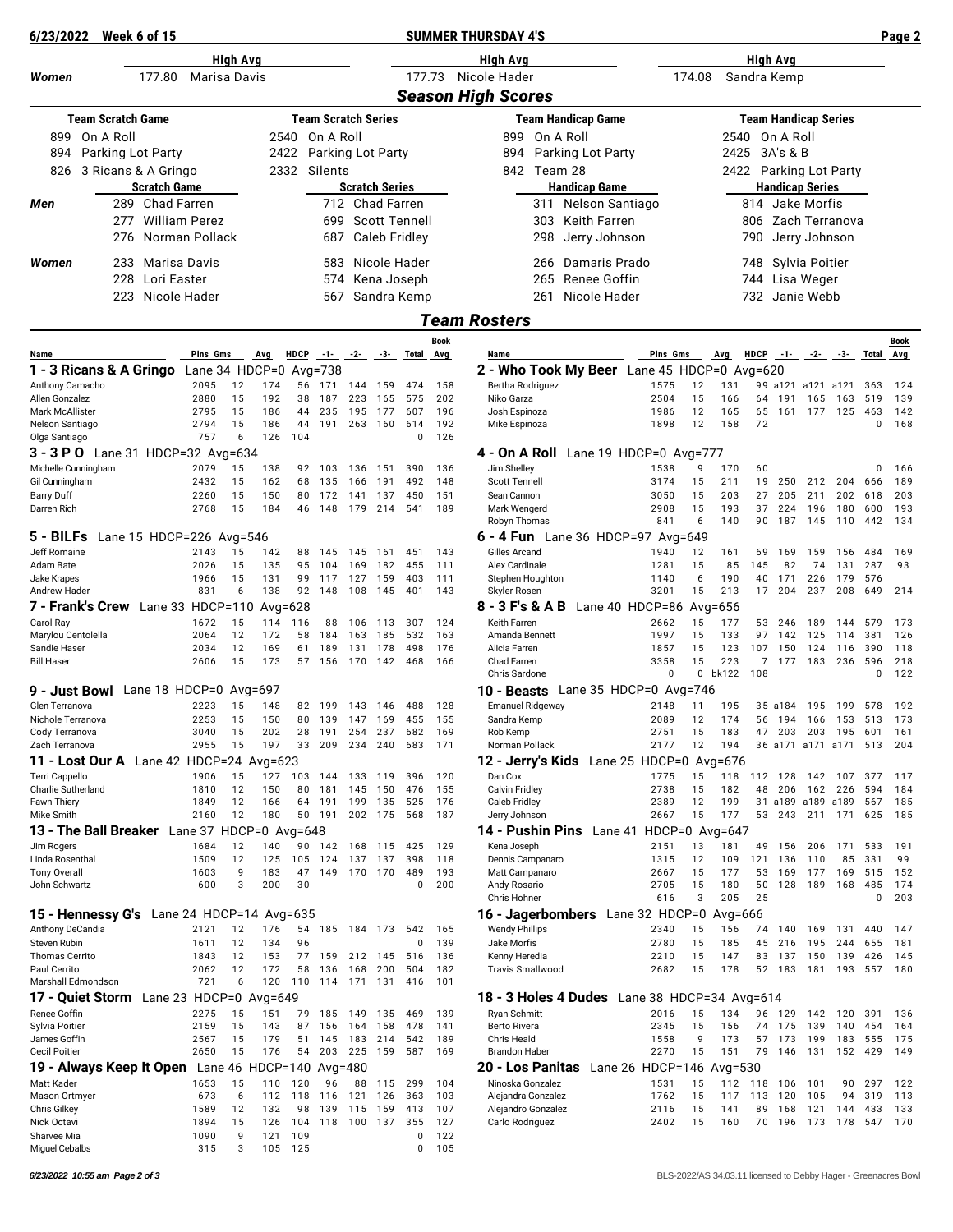## SUMMER THURSDAY 4'S

6/23/2022 Week 6 of 15

| | High Avg | | High Avg | | High Avg | |
|---|---|---|---|---|---|---|
| *Women* | 177.80 | Marisa Davis | 177.73 | Nicole Hader | 174.08 | Sandra Kemp |

### *Season High Scores*

| Team Scratch Game | | Team Scratch Series | | Team Handicap Game | | Team Handicap Series | |
|---|---|---|---|---|---|---|---|
| 899 | On A Roll | 2540 | On A Roll | 899 | On A Roll | 2540 | On A Roll |
| 894 | Parking Lot Party | 2422 | Parking Lot Party | 894 | Parking Lot Party | 2425 | 3A's & B |
| 826 | 3 Ricans & A Gringo | 2332 | Silents | 842 | Team 28 | 2422 | Parking Lot Party |

| | Scratch Game | | Scratch Series | | Handicap Game | | Handicap Series | |
|---|---|---|---|---|---|---|---|---|
| *Men* | 289 | Chad Farren | 712 | Chad Farren | 311 | Nelson Santiago | 814 | Jake Morfis |
| | 277 | William Perez | 699 | Scott Tennell | 303 | Keith Farren | 806 | Zach Terranova |
| | 276 | Norman Pollack | 687 | Caleb Fridley | 298 | Jerry Johnson | 790 | Jerry Johnson |
| *Women* | 233 | Marisa Davis | 583 | Nicole Hader | 266 | Damaris Prado | 748 | Sylvia Poitier |
| | 228 | Lori Easter | 574 | Kena Joseph | 265 | Renee Goffin | 744 | Lisa Weger |
| | 223 | Nicole Hader | 567 | Sandra Kemp | 261 | Nicole Hader | 732 | Janie Webb |

### *Team Rosters*

| Name | Pins | Gms | Avg | HDCP | -1- | -2- | -3- | Total | Book Avg |
|---|---|---|---|---|---|---|---|---|---|
| **1 - 3 Ricans & A Gringo** Lane 34 HDCP=0 Avg=738 | | | | | | | | | |
| Anthony Camacho | 2095 | 12 | 174 | 56 | 171 | 144 | 159 | 474 | 158 |
| Allen Gonzalez | 2880 | 15 | 192 | 38 | 187 | 223 | 165 | 575 | 202 |
| Mark McAllister | 2795 | 15 | 186 | 44 | 235 | 195 | 177 | 607 | 196 |
| Nelson Santiago | 2794 | 15 | 186 | 44 | 191 | 263 | 160 | 614 | 192 |
| Olga Santiago | 757 | 6 | 126 | 104 | | | | 0 | 126 |
| **2 - Who Took My Beer** Lane 45 HDCP=0 Avg=620 | | | | | | | | | |
| Bertha Rodriguez | 1575 | 12 | 131 | 99 | a121 | a121 | a121 | 363 | 124 |
| Niko Garza | 2504 | 15 | 166 | 64 | 191 | 165 | 163 | 519 | 139 |
| Josh Espinoza | 1986 | 12 | 165 | 65 | 161 | 177 | 125 | 463 | 142 |
| Mike Espinoza | 1898 | 12 | 158 | 72 | | | | 0 | 168 |
| **3 - 3 P O** Lane 31 HDCP=32 Avg=634 | | | | | | | | | |
| Michelle Cunningham | 2079 | 15 | 138 | 92 | 103 | 136 | 151 | 390 | 136 |
| Gil Cunningham | 2432 | 15 | 162 | 68 | 135 | 166 | 191 | 492 | 148 |
| Barry Duff | 2260 | 15 | 150 | 80 | 172 | 141 | 137 | 450 | 151 |
| Darren Rich | 2768 | 15 | 184 | 46 | 148 | 179 | 214 | 541 | 189 |
| **4 - On A Roll** Lane 19 HDCP=0 Avg=777 | | | | | | | | | |
| Jim Shelley | 1538 | 9 | 170 | 60 | | | | 0 | 166 |
| Scott Tennell | 3174 | 15 | 211 | 19 | 250 | 212 | 204 | 666 | 189 |
| Sean Cannon | 3050 | 15 | 203 | 27 | 205 | 211 | 202 | 618 | 203 |
| Mark Wengerd | 2908 | 15 | 193 | 37 | 224 | 196 | 180 | 600 | 193 |
| Robyn Thomas | 841 | 6 | 140 | 90 | 187 | 145 | 110 | 442 | 134 |
| **5 - BILFs** Lane 15 HDCP=226 Avg=546 | | | | | | | | | |
| Jeff Romaine | 2143 | 15 | 142 | 88 | 145 | 145 | 161 | 451 | 143 |
| Adam Bate | 2026 | 15 | 135 | 95 | 104 | 169 | 182 | 455 | 111 |
| Jake Krapes | 1966 | 15 | 131 | 99 | 117 | 127 | 159 | 403 | 111 |
| Andrew Hader | 831 | 6 | 138 | 92 | 148 | 108 | 145 | 401 | 143 |
| **6 - 4 Fun** Lane 36 HDCP=97 Avg=649 | | | | | | | | | |
| Gilles Arcand | 1940 | 12 | 161 | 69 | 169 | 159 | 156 | 484 | 169 |
| Alex Cardinale | 1281 | 15 | 85 | 145 | 82 | 74 | 131 | 287 | 93 |
| Stephen Houghton | 1140 | 6 | 190 | 40 | 171 | 226 | 179 | 576 | ___ |
| Skyler Rosen | 3201 | 15 | 213 | 17 | 204 | 237 | 208 | 649 | 214 |
| **7 - Frank's Crew** Lane 33 HDCP=110 Avg=628 | | | | | | | | | |
| Carol Ray | 1672 | 15 | 114 | 116 | 88 | 106 | 113 | 307 | 124 |
| Marylou Centolella | 2064 | 12 | 172 | 58 | 184 | 163 | 185 | 532 | 163 |
| Sandie Haser | 2034 | 12 | 169 | 61 | 189 | 131 | 178 | 498 | 176 |
| Bill Haser | 2606 | 15 | 173 | 57 | 156 | 170 | 142 | 468 | 166 |
| **8 - 3 F's & A B** Lane 40 HDCP=86 Avg=656 | | | | | | | | | |
| Keith Farren | 2662 | 15 | 177 | 53 | 246 | 189 | 144 | 579 | 173 |
| Amanda Bennett | 1997 | 15 | 133 | 97 | 142 | 125 | 114 | 381 | 126 |
| Alicia Farren | 1857 | 15 | 123 | 107 | 150 | 124 | 116 | 390 | 118 |
| Chad Farren | 3358 | 15 | 223 | 7 | 177 | 183 | 236 | 596 | 218 |
| Chris Sardone | 0 | 0 | bk122 | 108 | | | | 0 | 122 |
| **9 - Just Bowl** Lane 18 HDCP=0 Avg=697 | | | | | | | | | |
| Glen Terranova | 2223 | 15 | 148 | 82 | 199 | 143 | 146 | 488 | 128 |
| Nichole Terranova | 2253 | 15 | 150 | 80 | 139 | 147 | 169 | 455 | 155 |
| Cody Terranova | 3040 | 15 | 202 | 28 | 191 | 254 | 237 | 682 | 169 |
| Zach Terranova | 2955 | 15 | 197 | 33 | 209 | 234 | 240 | 683 | 171 |
| **10 - Beasts** Lane 35 HDCP=0 Avg=746 | | | | | | | | | |
| Emanuel Ridgeway | 2148 | 11 | 195 | 35 | a184 | 195 | 199 | 578 | 192 |
| Sandra Kemp | 2089 | 12 | 174 | 56 | 194 | 166 | 153 | 513 | 173 |
| Rob Kemp | 2751 | 15 | 183 | 47 | 203 | 203 | 195 | 601 | 161 |
| Norman Pollack | 2177 | 12 | 194 | 36 | a171 | a171 | a171 | 513 | 204 |
| **11 - Lost Our A** Lane 42 HDCP=24 Avg=623 | | | | | | | | | |
| Terri Cappello | 1906 | 15 | 127 | 103 | 144 | 133 | 119 | 396 | 120 |
| Charlie Sutherland | 1810 | 12 | 150 | 80 | 181 | 145 | 150 | 476 | 155 |
| Fawn Thiery | 1849 | 12 | 166 | 64 | 191 | 199 | 135 | 525 | 176 |
| Mike Smith | 2160 | 12 | 180 | 50 | 191 | 202 | 175 | 568 | 187 |
| **12 - Jerry's Kids** Lane 25 HDCP=0 Avg=676 | | | | | | | | | |
| Dan Cox | 1775 | 15 | 118 | 112 | 128 | 142 | 107 | 377 | 117 |
| Calvin Fridley | 2738 | 15 | 182 | 48 | 206 | 162 | 226 | 594 | 184 |
| Caleb Fridley | 2389 | 12 | 199 | 31 | a189 | a189 | a189 | 567 | 185 |
| Jerry Johnson | 2667 | 15 | 177 | 53 | 243 | 211 | 171 | 625 | 185 |
| **13 - The Ball Breaker** Lane 37 HDCP=0 Avg=648 | | | | | | | | | |
| Jim Rogers | 1684 | 12 | 140 | 90 | 142 | 168 | 115 | 425 | 129 |
| Linda Rosenthal | 1509 | 12 | 125 | 105 | 124 | 137 | 137 | 398 | 118 |
| Tony Overall | 1603 | 9 | 183 | 47 | 149 | 170 | 170 | 489 | 193 |
| John Schwartz | 600 | 3 | 200 | 30 | | | | 0 | 200 |
| **14 - Pushin Pins** Lane 41 HDCP=0 Avg=647 | | | | | | | | | |
| Kena Joseph | 2151 | 13 | 181 | 49 | 156 | 206 | 171 | 533 | 191 |
| Dennis Campanaro | 1315 | 12 | 109 | 121 | 136 | 110 | 85 | 331 | 99 |
| Matt Campanaro | 2667 | 15 | 177 | 53 | 169 | 177 | 169 | 515 | 152 |
| Andy Rosario | 2705 | 15 | 180 | 50 | 128 | 189 | 168 | 485 | 174 |
| Chris Hohner | 616 | 3 | 205 | 25 | | | | 0 | 203 |
| **15 - Hennessy G's** Lane 24 HDCP=14 Avg=635 | | | | | | | | | |
| Anthony DeCandia | 2121 | 12 | 176 | 54 | 185 | 184 | 173 | 542 | 165 |
| Steven Rubin | 1611 | 12 | 134 | 96 | | | | 0 | 139 |
| Thomas Cerrito | 1843 | 12 | 153 | 77 | 159 | 212 | 145 | 516 | 136 |
| Paul Cerrito | 2062 | 12 | 172 | 58 | 136 | 168 | 200 | 504 | 182 |
| Marshall Edmondson | 721 | 6 | 120 | 110 | 114 | 171 | 131 | 416 | 101 |
| **16 - Jagerbombers** Lane 32 HDCP=0 Avg=666 | | | | | | | | | |
| Wendy Phillips | 2340 | 15 | 156 | 74 | 140 | 169 | 131 | 440 | 147 |
| Jake Morfis | 2780 | 15 | 185 | 45 | 216 | 195 | 244 | 655 | 181 |
| Kenny Heredia | 2210 | 15 | 147 | 83 | 137 | 150 | 139 | 426 | 145 |
| Travis Smallwood | 2682 | 15 | 178 | 52 | 183 | 181 | 193 | 557 | 180 |
| **17 - Quiet Storm** Lane 23 HDCP=0 Avg=649 | | | | | | | | | |
| Renee Goffin | 2275 | 15 | 151 | 79 | 185 | 149 | 135 | 469 | 139 |
| Sylvia Poitier | 2159 | 15 | 143 | 87 | 156 | 164 | 158 | 478 | 141 |
| James Goffin | 2567 | 15 | 179 | 51 | 145 | 183 | 214 | 542 | 189 |
| Cecil Poitier | 2650 | 15 | 176 | 54 | 203 | 225 | 159 | 587 | 169 |
| **18 - 3 Holes 4 Dudes** Lane 38 HDCP=34 Avg=614 | | | | | | | | | |
| Ryan Schmitt | 2016 | 15 | 134 | 96 | 129 | 142 | 120 | 391 | 136 |
| Berto Rivera | 2345 | 15 | 156 | 74 | 175 | 139 | 140 | 454 | 164 |
| Chris Heald | 1558 | 9 | 173 | 57 | 173 | 199 | 183 | 555 | 175 |
| Brandon Haber | 2270 | 15 | 151 | 79 | 146 | 131 | 152 | 429 | 149 |
| **19 - Always Keep It Open** Lane 46 HDCP=140 Avg=480 | | | | | | | | | |
| Matt Kader | 1653 | 15 | 110 | 120 | 96 | 88 | 115 | 299 | 104 |
| Mason Ortmyer | 673 | 6 | 112 | 118 | 116 | 121 | 126 | 363 | 103 |
| Chris Gilkey | 1589 | 12 | 132 | 98 | 139 | 115 | 159 | 413 | 107 |
| Nick Octavi | 1894 | 15 | 126 | 104 | 118 | 100 | 137 | 355 | 127 |
| Sharvee Mia | 1090 | 9 | 121 | 109 | | | | 0 | 122 |
| Miguel Ceballs | 315 | 3 | 105 | 125 | | | | 0 | 105 |
| **20 - Los Panitas** Lane 26 HDCP=146 Avg=530 | | | | | | | | | |
| Ninoska Gonzalez | 1531 | 15 | 112 | 118 | 106 | 101 | 90 | 297 | 122 |
| Alejandra Gonzalez | 1762 | 15 | 117 | 113 | 120 | 105 | 94 | 319 | 113 |
| Alejandro Gonzalez | 2116 | 15 | 141 | 89 | 168 | 121 | 144 | 433 | 133 |
| Carlo Rodriguez | 2402 | 15 | 160 | 70 | 196 | 173 | 178 | 547 | 170 |

*6/23/2022 10:55 am*

BLS-2022/AS 34.03.11 licensed to Debby Hager - Greenacres Bowl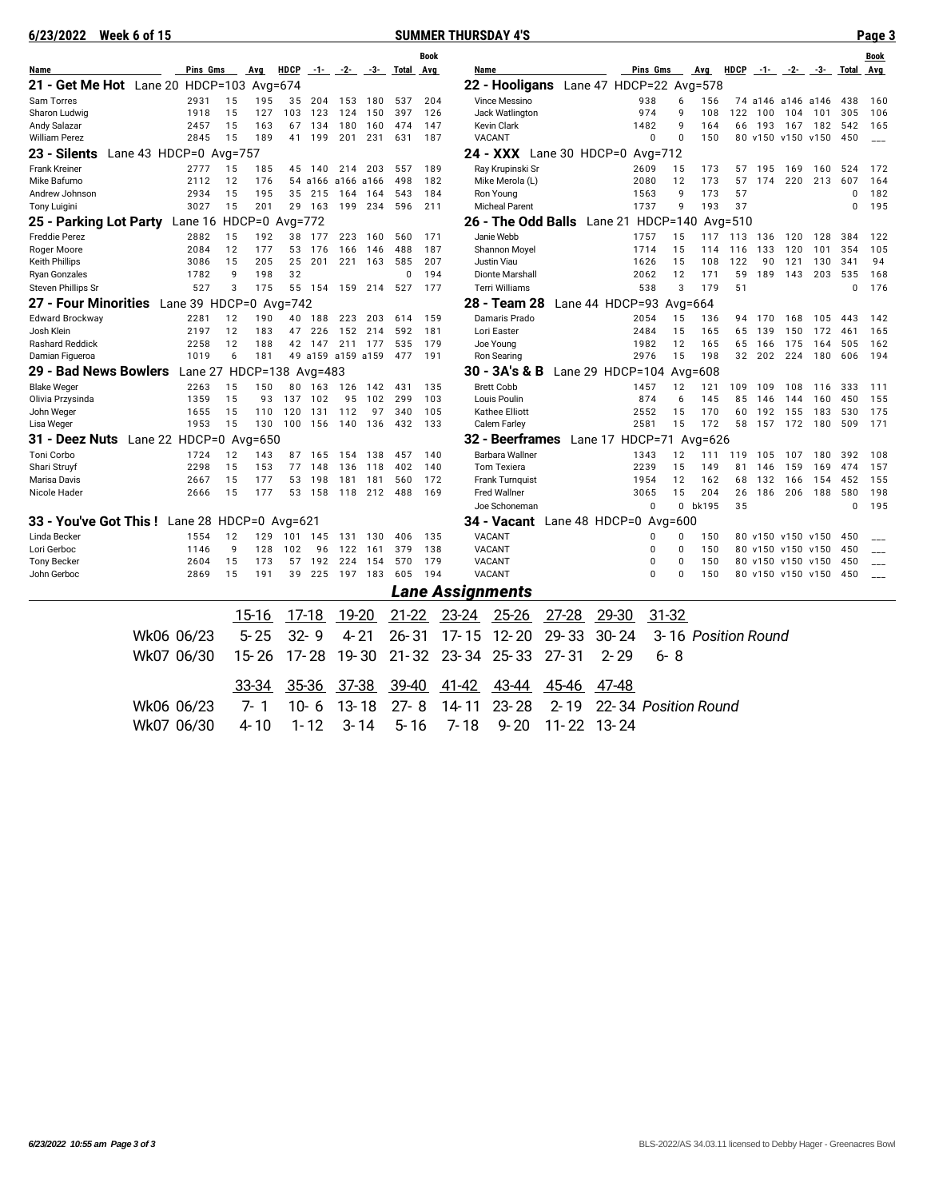**6/23/2022 Week 6 of 15** — **SUMMER THURSDAY 4'S**

| Name | Pins | Gms | Avg | HDCP | -1- | -2- | -3- | Total | Book Avg |
|---|---|---|---|---|---|---|---|---|---|
| **21 - Get Me Hot** Lane 20 HDCP=103 Avg=674 | | | | | | | | | |
| Sam Torres | 2931 | 15 | 195 | 35 | 204 | 153 | 180 | 537 | 204 |
| Sharon Ludwig | 1918 | 15 | 127 | 103 | 123 | 124 | 150 | 397 | 126 |
| Andy Salazar | 2457 | 15 | 163 | 67 | 134 | 180 | 160 | 474 | 147 |
| William Perez | 2845 | 15 | 189 | 41 | 199 | 201 | 231 | 631 | 187 |
| **22 - Hooligans** Lane 47 HDCP=22 Avg=578 | | | | | | | | | |
| Vince Messino | 938 | 6 | 156 | 74 | a146 | a146 | a146 | 438 | 160 |
| Jack Watlington | 974 | 9 | 108 | 122 | 100 | 104 | 101 | 305 | 106 |
| Kevin Clark | 1482 | 9 | 164 | 66 | 193 | 167 | 182 | 542 | 165 |
| VACANT | 0 | 0 | 150 | 80 | v150 | v150 | v150 | 450 | ___ |
| **23 - Silents** Lane 43 HDCP=0 Avg=757 | | | | | | | | | |
| Frank Kreiner | 2777 | 15 | 185 | 45 | 140 | 214 | 203 | 557 | 189 |
| Mike Bafumo | 2112 | 12 | 176 | 54 | a166 | a166 | a166 | 498 | 182 |
| Andrew Johnson | 2934 | 15 | 195 | 35 | 215 | 164 | 164 | 543 | 184 |
| Tony Luigini | 3027 | 15 | 201 | 29 | 163 | 199 | 234 | 596 | 211 |
| **24 - XXX** Lane 30 HDCP=0 Avg=712 | | | | | | | | | |
| Ray Krupinski Sr | 2609 | 15 | 173 | 57 | 195 | 169 | 160 | 524 | 172 |
| Mike Merola (L) | 2080 | 12 | 173 | 57 | 174 | 220 | 213 | 607 | 164 |
| Ron Young | 1563 | 9 | 173 | 57 | | | | 0 | 182 |
| Micheal Parent | 1737 | 9 | 193 | 37 | | | | 0 | 195 |
| **25 - Parking Lot Party** Lane 16 HDCP=0 Avg=772 | | | | | | | | | |
| Freddie Perez | 2882 | 15 | 192 | 38 | 177 | 223 | 160 | 560 | 171 |
| Roger Moore | 2084 | 12 | 177 | 53 | 176 | 166 | 146 | 488 | 187 |
| Keith Phillips | 3086 | 15 | 205 | 25 | 201 | 221 | 163 | 585 | 207 |
| Ryan Gonzales | 1782 | 9 | 198 | 32 | | | | 0 | 194 |
| Steven Phillips Sr | 527 | 3 | 175 | 55 | 154 | 159 | 214 | 527 | 177 |
| **26 - The Odd Balls** Lane 21 HDCP=140 Avg=510 | | | | | | | | | |
| Janie Webb | 1757 | 15 | 117 | 113 | 136 | 120 | 128 | 384 | 122 |
| Shannon Moyel | 1714 | 15 | 114 | 116 | 133 | 120 | 101 | 354 | 105 |
| Justin Viau | 1626 | 15 | 108 | 122 | 90 | 121 | 130 | 341 | 94 |
| Dionte Marshall | 2062 | 12 | 171 | 59 | 189 | 143 | 203 | 535 | 168 |
| Terri Williams | 538 | 3 | 179 | 51 | | | | 0 | 176 |
| **27 - Four Minorities** Lane 39 HDCP=0 Avg=742 | | | | | | | | | |
| Edward Brockway | 2281 | 12 | 190 | 40 | 188 | 223 | 203 | 614 | 159 |
| Josh Klein | 2197 | 12 | 183 | 47 | 226 | 152 | 214 | 592 | 181 |
| Rashard Reddick | 2258 | 12 | 188 | 42 | 147 | 211 | 177 | 535 | 179 |
| Damian Figueroa | 1019 | 6 | 181 | 49 | a159 | a159 | a159 | 477 | 191 |
| **28 - Team 28** Lane 44 HDCP=93 Avg=664 | | | | | | | | | |
| Damaris Prado | 2054 | 15 | 136 | 94 | 170 | 168 | 105 | 443 | 142 |
| Lori Easter | 2484 | 15 | 165 | 65 | 139 | 150 | 172 | 461 | 165 |
| Joe Young | 1982 | 12 | 165 | 65 | 166 | 175 | 164 | 505 | 162 |
| Ron Searing | 2976 | 15 | 198 | 32 | 202 | 224 | 180 | 606 | 194 |
| **29 - Bad News Bowlers** Lane 27 HDCP=138 Avg=483 | | | | | | | | | |
| Blake Weger | 2263 | 15 | 150 | 80 | 163 | 126 | 142 | 431 | 135 |
| Olivia Przysinda | 1359 | 15 | 93 | 137 | 102 | 95 | 102 | 299 | 103 |
| John Weger | 1655 | 15 | 110 | 120 | 131 | 112 | 97 | 340 | 105 |
| Lisa Weger | 1953 | 15 | 130 | 100 | 156 | 140 | 136 | 432 | 133 |
| **30 - 3A's & B** Lane 29 HDCP=104 Avg=608 | | | | | | | | | |
| Brett Cobb | 1457 | 12 | 121 | 109 | 109 | 108 | 116 | 333 | 111 |
| Louis Poulin | 874 | 6 | 145 | 85 | 146 | 144 | 160 | 450 | 155 |
| Kathee Elliott | 2552 | 15 | 170 | 60 | 192 | 155 | 183 | 530 | 175 |
| Calem Farley | 2581 | 15 | 172 | 58 | 157 | 172 | 180 | 509 | 171 |
| **31 - Deez Nuts** Lane 22 HDCP=0 Avg=650 | | | | | | | | | |
| Toni Corbo | 1724 | 12 | 143 | 87 | 165 | 154 | 138 | 457 | 140 |
| Shari Struyf | 2298 | 15 | 153 | 77 | 148 | 136 | 118 | 402 | 140 |
| Marisa Davis | 2667 | 15 | 177 | 53 | 198 | 181 | 181 | 560 | 172 |
| Nicole Hader | 2666 | 15 | 177 | 53 | 158 | 118 | 212 | 488 | 169 |
| **32 - Beerframes** Lane 17 HDCP=71 Avg=626 | | | | | | | | | |
| Barbara Wallner | 1343 | 12 | 111 | 119 | 105 | 107 | 180 | 392 | 108 |
| Tom Texiera | 2239 | 15 | 149 | 81 | 146 | 159 | 169 | 474 | 157 |
| Frank Turnquist | 1954 | 12 | 162 | 68 | 132 | 166 | 154 | 452 | 155 |
| Fred Wallner | 3065 | 15 | 204 | 26 | 186 | 206 | 188 | 580 | 198 |
| Joe Schoneman | 0 | 0 | bk195 | 35 | | | | 0 | 195 |
| **33 - You've Got This !** Lane 28 HDCP=0 Avg=621 | | | | | | | | | |
| Linda Becker | 1554 | 12 | 129 | 101 | 145 | 131 | 130 | 406 | 135 |
| Lori Gerboc | 1146 | 9 | 128 | 102 | 96 | 122 | 161 | 379 | 138 |
| Tony Becker | 2604 | 15 | 173 | 57 | 192 | 224 | 154 | 570 | 179 |
| John Gerboc | 2869 | 15 | 191 | 39 | 225 | 197 | 183 | 605 | 194 |
| **34 - Vacant** Lane 48 HDCP=0 Avg=600 | | | | | | | | | |
| VACANT | 0 | 0 | 150 | 80 | v150 | v150 | v150 | 450 | ___ |
| VACANT | 0 | 0 | 150 | 80 | v150 | v150 | v150 | 450 | ___ |
| VACANT | 0 | 0 | 150 | 80 | v150 | v150 | v150 | 450 | ___ |
| VACANT | 0 | 0 | 150 | 80 | v150 | v150 | v150 | 450 | ___ |

## *Lane Assignments*

| | 15-16 | 17-18 | 19-20 | 21-22 | 23-24 | 25-26 | 27-28 | 29-30 | 31-32 |
|---|---|---|---|---|---|---|---|---|---|
| Wk06 06/23 | 5-25 | 32-9 | 4-21 | 26-31 | 17-15 | 12-20 | 29-33 | 30-24 | 3-16 *Position Round* |
| Wk07 06/30 | 15-26 | 17-28 | 19-30 | 21-32 | 23-34 | 25-33 | 27-31 | 2-29 | 6-8 |

| | 33-34 | 35-36 | 37-38 | 39-40 | 41-42 | 43-44 | 45-46 | 47-48 |
|---|---|---|---|---|---|---|---|---|
| Wk06 06/23 | 7-1 | 10-6 | 13-18 | 27-8 | 14-11 | 23-28 | 2-19 | 22-34 *Position Round* |
| Wk07 06/30 | 4-10 | 1-12 | 3-14 | 5-16 | 7-18 | 9-20 | 11-22 | 13-24 |